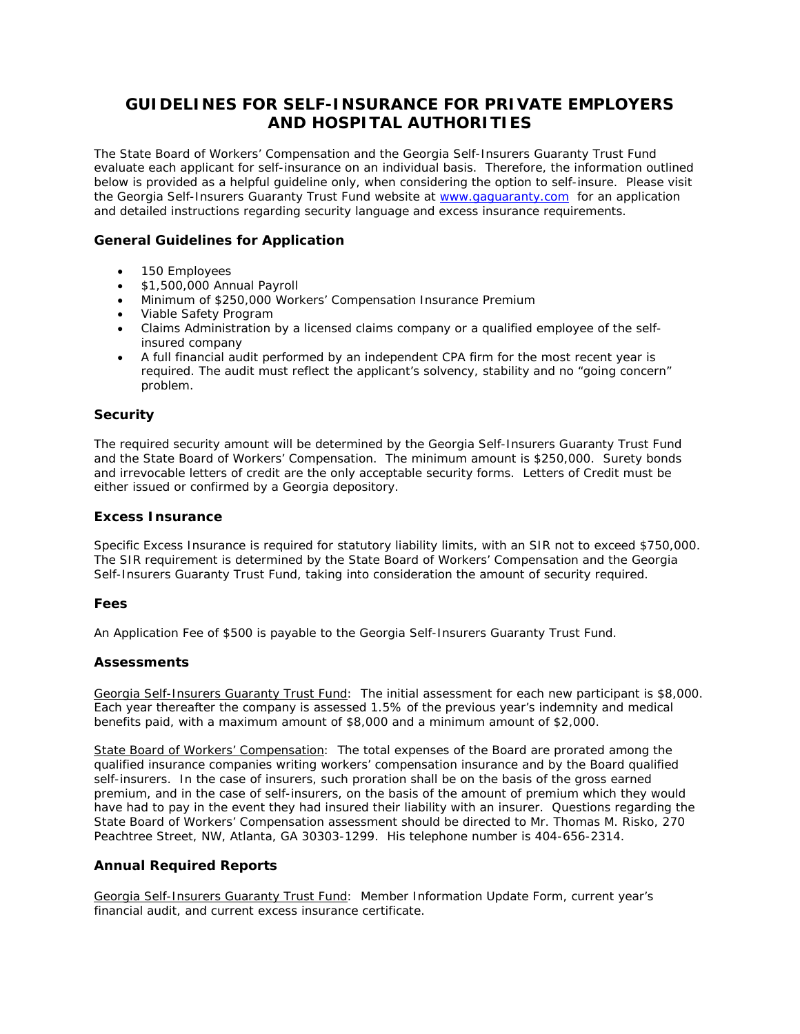# GUIDELINES FOR SELF-INSURANCE FOR PRIVATE EMPLOYERS AND HOSPITAL AUTHORITIES

The State Board of Workers' Compensation and the Georgia Self-Insurers Guaranty Trust Fund evaluate each applicant for self-insurance on an individual basis. Therefore, the information outlined below is provided as a helpful guideline only, when considering the option to self-insure. Please visit the Georgia Self-Insurers Guaranty Trust Fund website at [www.gaguaranty.com](http://www.gaguaranty.com) for an application and detailed instructions regarding security language and excess insurance requirements.

### General Guidelines for Application

- 150 Employees
- $1,500,000 Annual Payroll
- Minimum of $250,000 Workers' Compensation Insurance Premium
- Viable Safety Program
- Claims Administration by a licensed claims company or a qualified employee of the self-insured company
- A full financial audit performed by an independent CPA firm for the most recent year is required. The audit must reflect the applicant's solvency, stability and no "going concern" problem.

### Security

The required security amount will be determined by the Georgia Self-Insurers Guaranty Trust Fund and the State Board of Workers' Compensation. The minimum amount is $250,000. Surety bonds and irrevocable letters of credit are the only acceptable security forms. Letters of Credit must be either issued or confirmed by a Georgia depository.

### Excess Insurance

Specific Excess Insurance is required for statutory liability limits, with an SIR not to exceed $750,000. The SIR requirement is determined by the State Board of Workers' Compensation and the Georgia Self-Insurers Guaranty Trust Fund, taking into consideration the amount of security required.

### Fees

An Application Fee of $500 is payable to the Georgia Self-Insurers Guaranty Trust Fund.

### Assessments

Georgia Self-Insurers Guaranty Trust Fund: The initial assessment for each new participant is $8,000. Each year thereafter the company is assessed 1.5% of the previous year's indemnity and medical benefits paid, with a maximum amount of $8,000 and a minimum amount of $2,000.

State Board of Workers' Compensation: The total expenses of the Board are prorated among the qualified insurance companies writing workers' compensation insurance and by the Board qualified self-insurers. In the case of insurers, such proration shall be on the basis of the gross earned premium, and in the case of self-insurers, on the basis of the amount of premium which they would have had to pay in the event they had insured their liability with an insurer. Questions regarding the State Board of Workers' Compensation assessment should be directed to Mr. Thomas M. Risko, 270 Peachtree Street, NW, Atlanta, GA 30303-1299. His telephone number is 404-656-2314.

### Annual Required Reports

Georgia Self-Insurers Guaranty Trust Fund: Member Information Update Form, current year's financial audit, and current excess insurance certificate.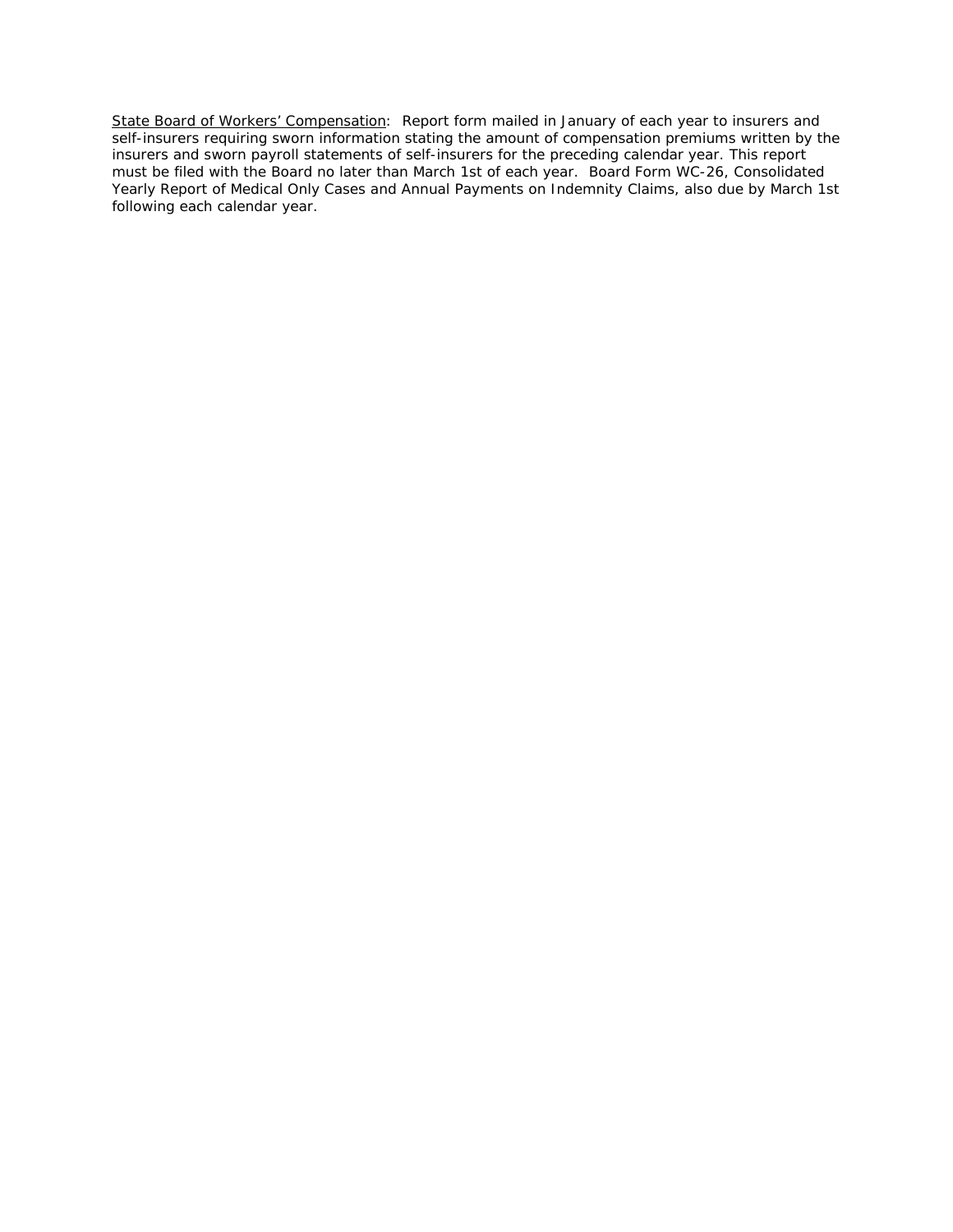<u>State Board of Workers' Compensation</u>: Report form mailed in January of each year to insurers and self-insurers requiring sworn information stating the amount of compensation premiums written by the insurers and sworn payroll statements of self-insurers for the preceding calendar year. This report must be filed with the Board no later than March 1st of each year. Board Form WC-26, Consolidated Yearly Report of Medical Only Cases and Annual Payments on Indemnity Claims, also due by March 1st following each calendar year.